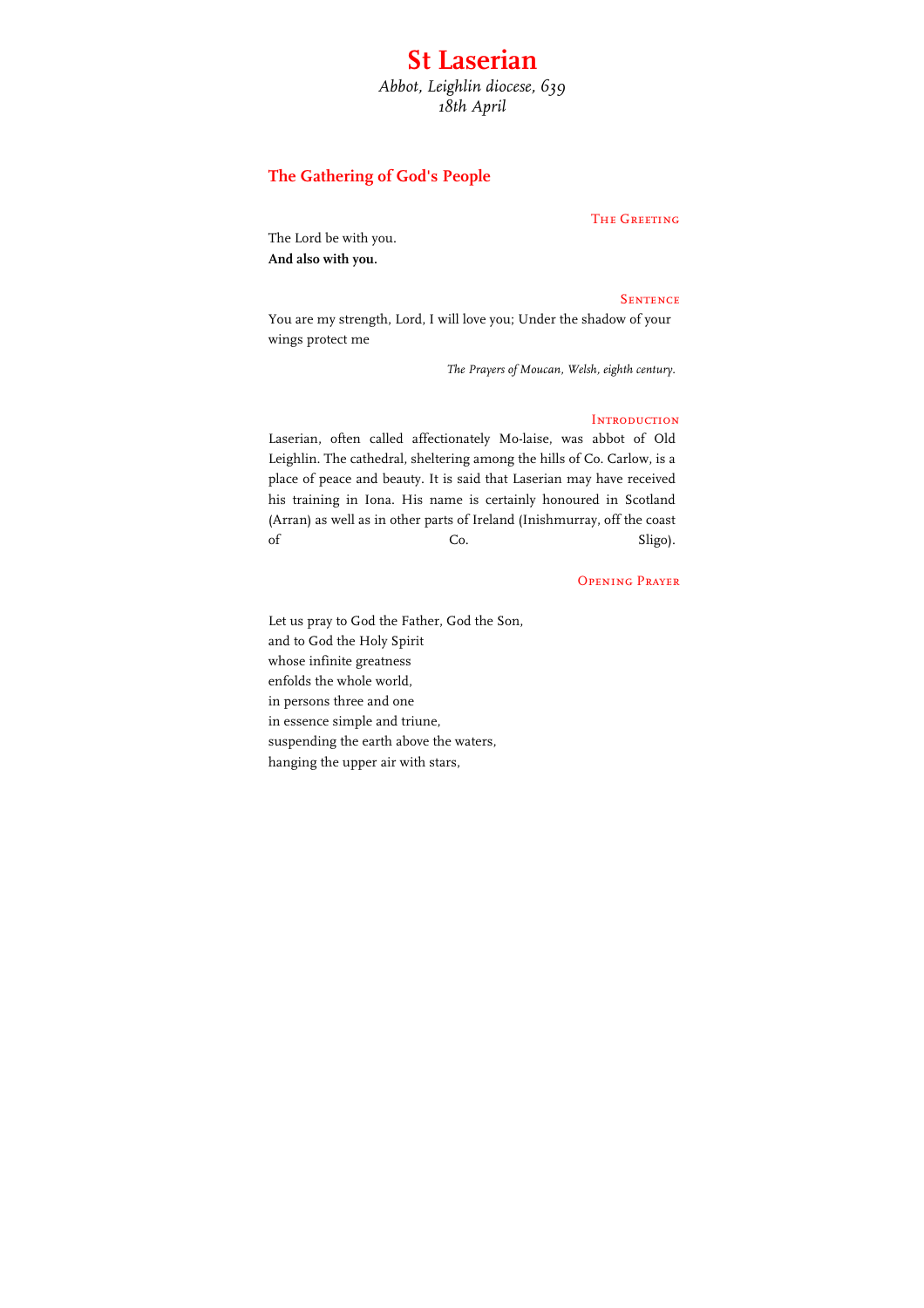# St Laserian

*Abbot, Leighlin diocese, 639*
*18th April*

## The Gathering of God's People

### The Greeting

The Lord be with you.
**And also with you.**

### Sentence

You are my strength, Lord, I will love you; Under the shadow of your wings protect me

*The Prayers of Moucan, Welsh, eighth century.*

### Introduction

Laserian, often called affectionately Mo-laise, was abbot of Old Leighlin. The cathedral, sheltering among the hills of Co. Carlow, is a place of peace and beauty. It is said that Laserian may have received his training in Iona. His name is certainly honoured in Scotland (Arran) as well as in other parts of Ireland (Inishmurray, off the coast of Co. Sligo).

### Opening Prayer

Let us pray to God the Father, God the Son,
and to God the Holy Spirit
whose infinite greatness
enfolds the whole world,
in persons three and one
in essence simple and triune,
suspending the earth above the waters,
hanging the upper air with stars,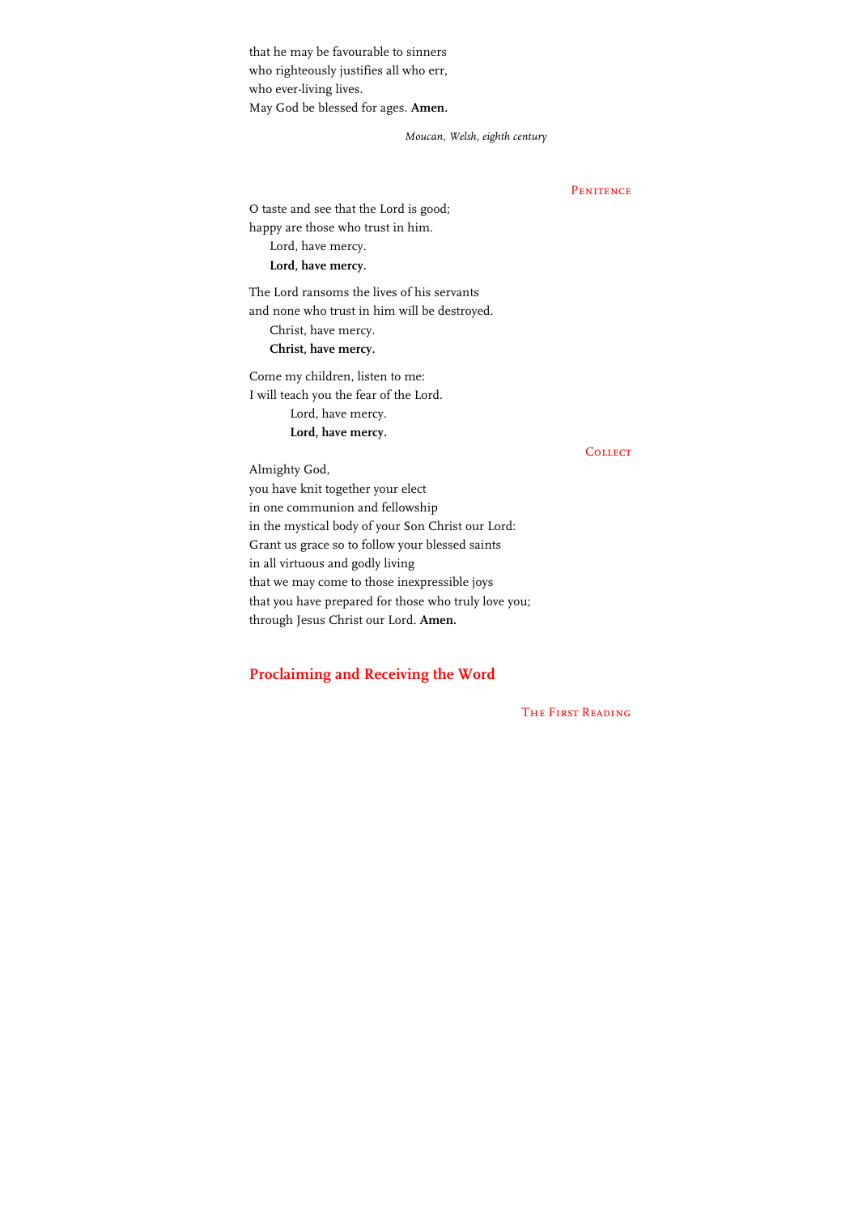that he may be favourable to sinners
who righteously justifies all who err,
who ever-living lives.
May God be blessed for ages. **Amen.**

*Moucan, Welsh, eighth century*

### Penitence

O taste and see that the Lord is good;
happy are those who trust in him.
Lord, have mercy.
**Lord, have mercy.**

The Lord ransoms the lives of his servants
and none who trust in him will be destroyed.
Christ, have mercy.
**Christ, have mercy.**

Come my children, listen to me:
I will teach you the fear of the Lord.
Lord, have mercy.
**Lord, have mercy.**

### Collect

Almighty God,
you have knit together your elect
in one communion and fellowship
in the mystical body of your Son Christ our Lord:
Grant us grace so to follow your blessed saints
in all virtuous and godly living
that we may come to those inexpressible joys
that you have prepared for those who truly love you;
through Jesus Christ our Lord. **Amen.**

## Proclaiming and Receiving the Word

### The First Reading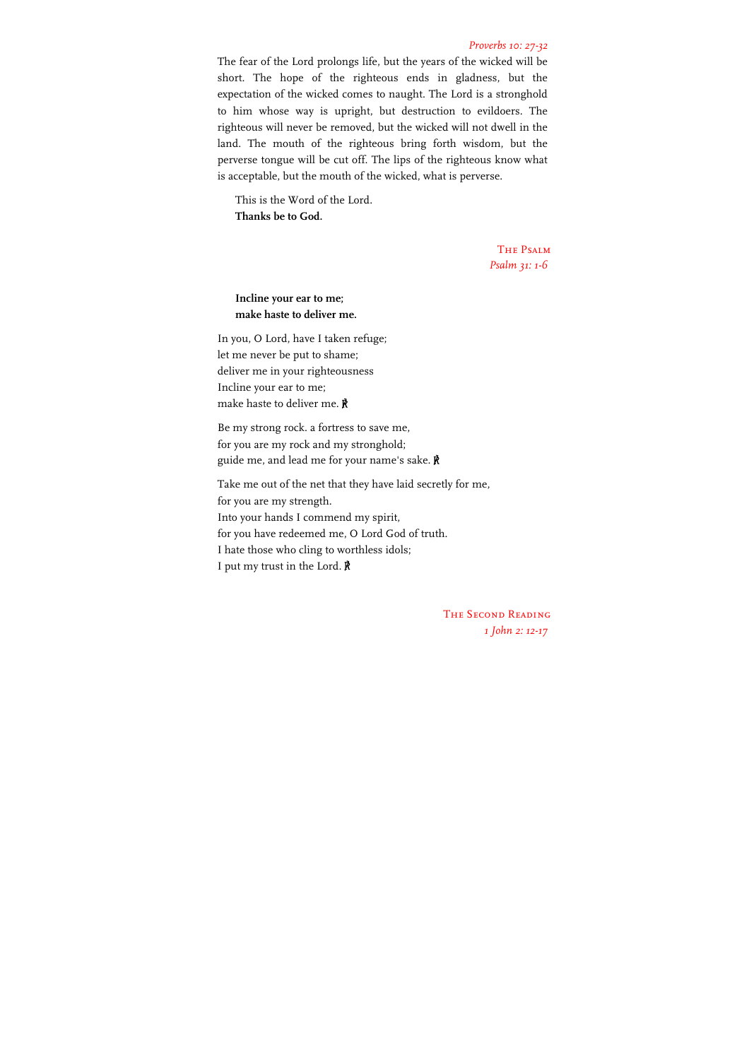*Proverbs 10: 27-32*

The fear of the Lord prolongs life, but the years of the wicked will be short. The hope of the righteous ends in gladness, but the expectation of the wicked comes to naught. The Lord is a stronghold to him whose way is upright, but destruction to evildoers. The righteous will never be removed, but the wicked will not dwell in the land. The mouth of the righteous bring forth wisdom, but the perverse tongue will be cut off. The lips of the righteous know what is acceptable, but the mouth of the wicked, what is perverse.

This is the Word of the Lord.
**Thanks be to God.**

## The Psalm

*Psalm 31: 1-6*

**Incline your ear to me;**
**make haste to deliver me.**

In you, O Lord, have I taken refuge;
let me never be put to shame;
deliver me in your righteousness
Incline your ear to me;
make haste to deliver me. ℟

Be my strong rock. a fortress to save me,
for you are my rock and my stronghold;
guide me, and lead me for your name's sake. ℟

Take me out of the net that they have laid secretly for me,
for you are my strength.
Into your hands I commend my spirit,
for you have redeemed me, O Lord God of truth.
I hate those who cling to worthless idols;
I put my trust in the Lord. ℟

## The Second Reading

*1 John 2: 12-17*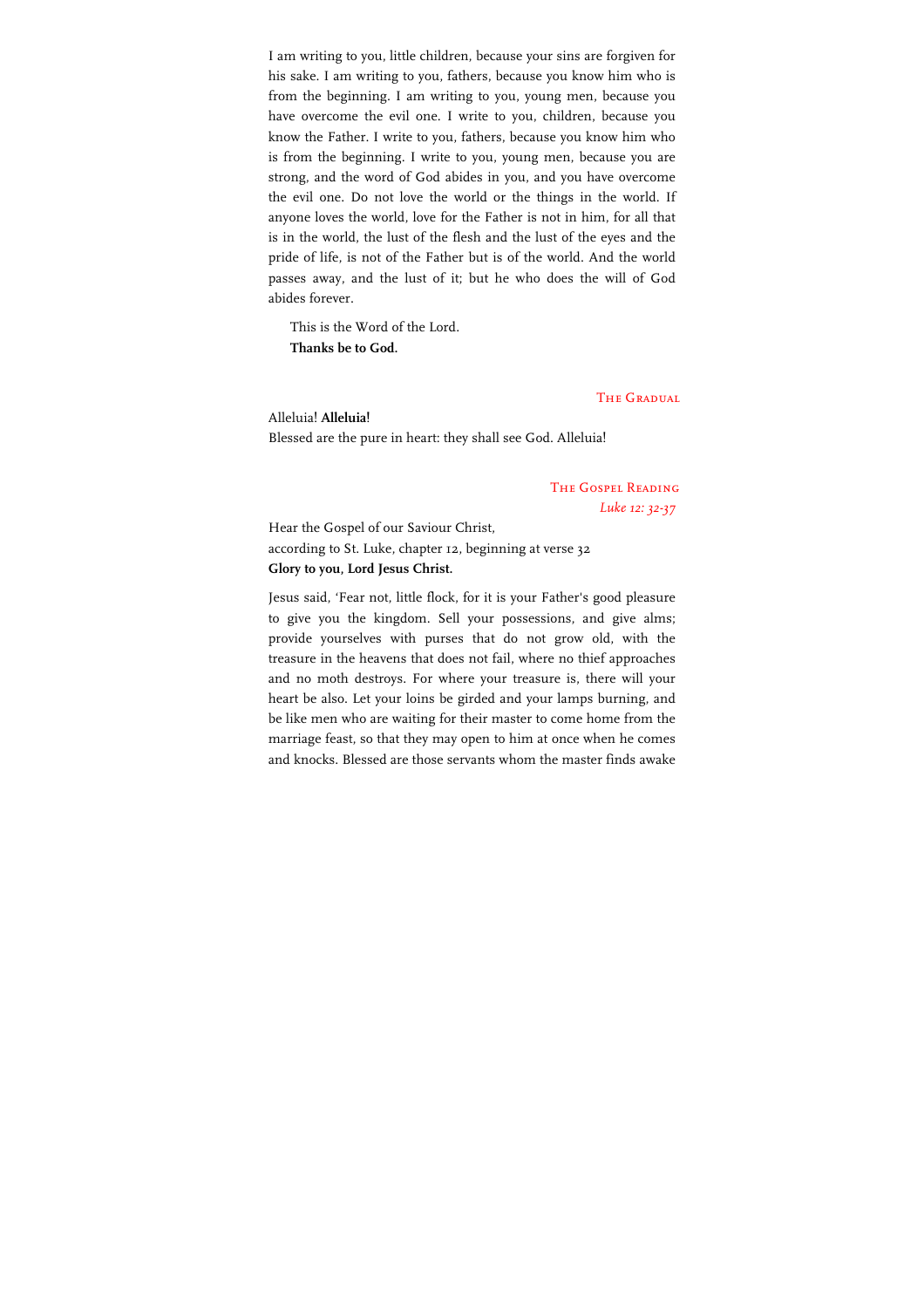I am writing to you, little children, because your sins are forgiven for his sake. I am writing to you, fathers, because you know him who is from the beginning. I am writing to you, young men, because you have overcome the evil one. I write to you, children, because you know the Father. I write to you, fathers, because you know him who is from the beginning. I write to you, young men, because you are strong, and the word of God abides in you, and you have overcome the evil one. Do not love the world or the things in the world. If anyone loves the world, love for the Father is not in him, for all that is in the world, the lust of the flesh and the lust of the eyes and the pride of life, is not of the Father but is of the world. And the world passes away, and the lust of it; but he who does the will of God abides forever.

This is the Word of the Lord.
**Thanks be to God.**

## The Gradual

Alleluia! **Alleluia!**
Blessed are the pure in heart: they shall see God. Alleluia!

## The Gospel Reading

*Luke 12: 32-37*

Hear the Gospel of our Saviour Christ,
according to St. Luke, chapter 12, beginning at verse 32
**Glory to you, Lord Jesus Christ.**

Jesus said, 'Fear not, little flock, for it is your Father's good pleasure to give you the kingdom. Sell your possessions, and give alms; provide yourselves with purses that do not grow old, with the treasure in the heavens that does not fail, where no thief approaches and no moth destroys. For where your treasure is, there will your heart be also. Let your loins be girded and your lamps burning, and be like men who are waiting for their master to come home from the marriage feast, so that they may open to him at once when he comes and knocks. Blessed are those servants whom the master finds awake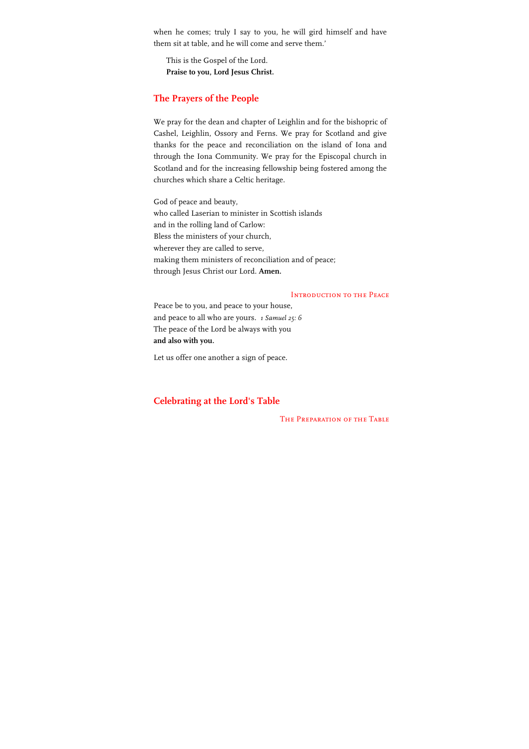when he comes; truly I say to you, he will gird himself and have them sit at table, and he will come and serve them.'

This is the Gospel of the Lord.
**Praise to you, Lord Jesus Christ.**

## The Prayers of the People

We pray for the dean and chapter of Leighlin and for the bishopric of Cashel, Leighlin, Ossory and Ferns. We pray for Scotland and give thanks for the peace and reconciliation on the island of Iona and through the Iona Community. We pray for the Episcopal church in Scotland and for the increasing fellowship being fostered among the churches which share a Celtic heritage.

God of peace and beauty,
who called Laserian to minister in Scottish islands
and in the rolling land of Carlow:
Bless the ministers of your church,
wherever they are called to serve,
making them ministers of reconciliation and of peace;
through Jesus Christ our Lord. **Amen.**

### Introduction to the Peace

Peace be to you, and peace to your house,
and peace to all who are yours. *1 Samuel 25: 6*
The peace of the Lord be always with you
**and also with you.**

Let us offer one another a sign of peace.

## Celebrating at the Lord's Table

### The Preparation of the Table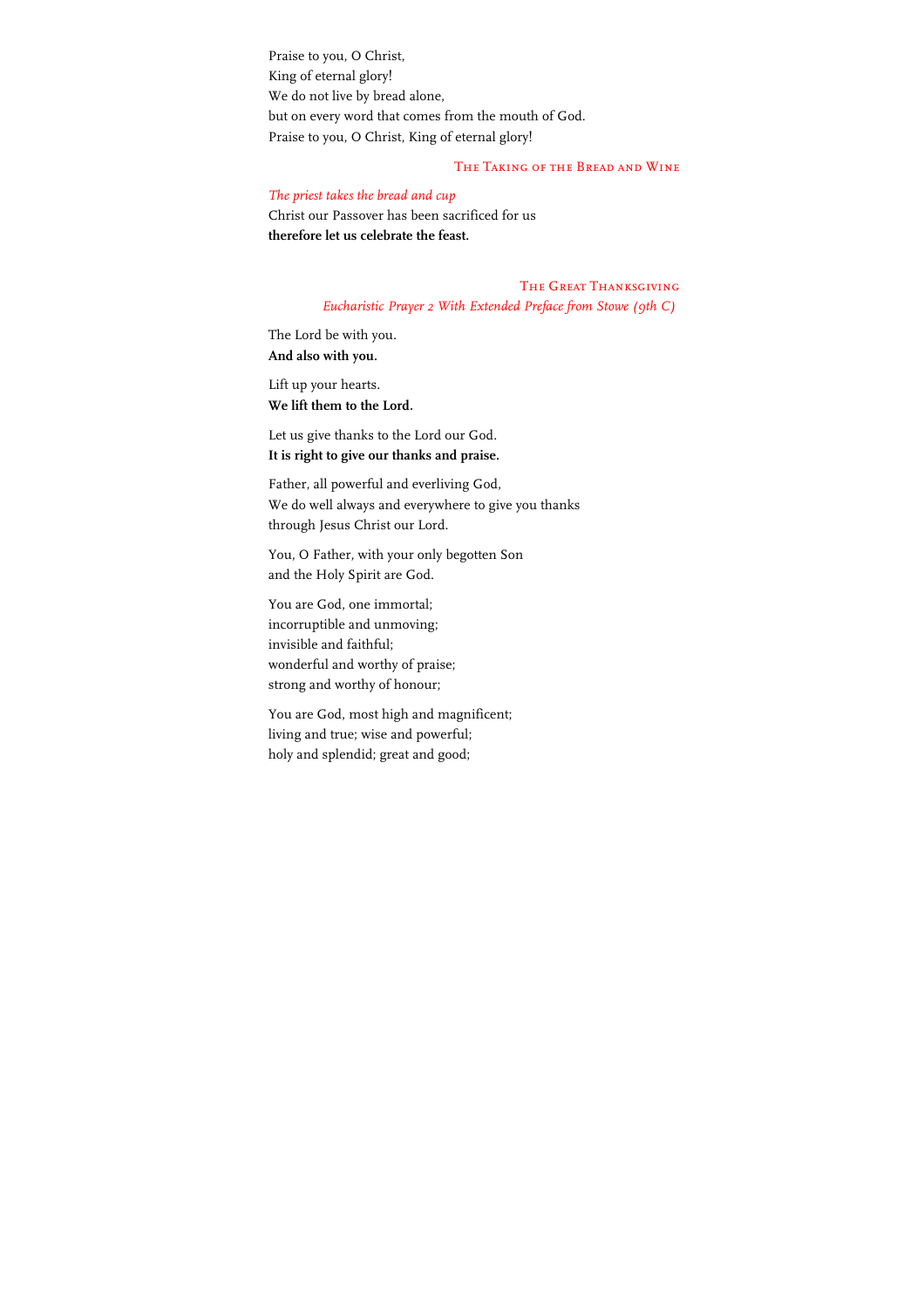Praise to you, O Christ,
King of eternal glory!
We do not live by bread alone,
but on every word that comes from the mouth of God.
Praise to you, O Christ, King of eternal glory!

### The Taking of the Bread and Wine

*The priest takes the bread and cup*

Christ our Passover has been sacrificed for us
**therefore let us celebrate the feast.**

### The Great Thanksgiving

*Eucharistic Prayer 2 With Extended Preface from Stowe (9th C)*

The Lord be with you.
**And also with you.**

Lift up your hearts.
**We lift them to the Lord.**

Let us give thanks to the Lord our God.
**It is right to give our thanks and praise.**

Father, all powerful and everliving God,
We do well always and everywhere to give you thanks
through Jesus Christ our Lord.

You, O Father, with your only begotten Son
and the Holy Spirit are God.

You are God, one immortal;
incorruptible and unmoving;
invisible and faithful;
wonderful and worthy of praise;
strong and worthy of honour;

You are God, most high and magnificent;
living and true; wise and powerful;
holy and splendid; great and good;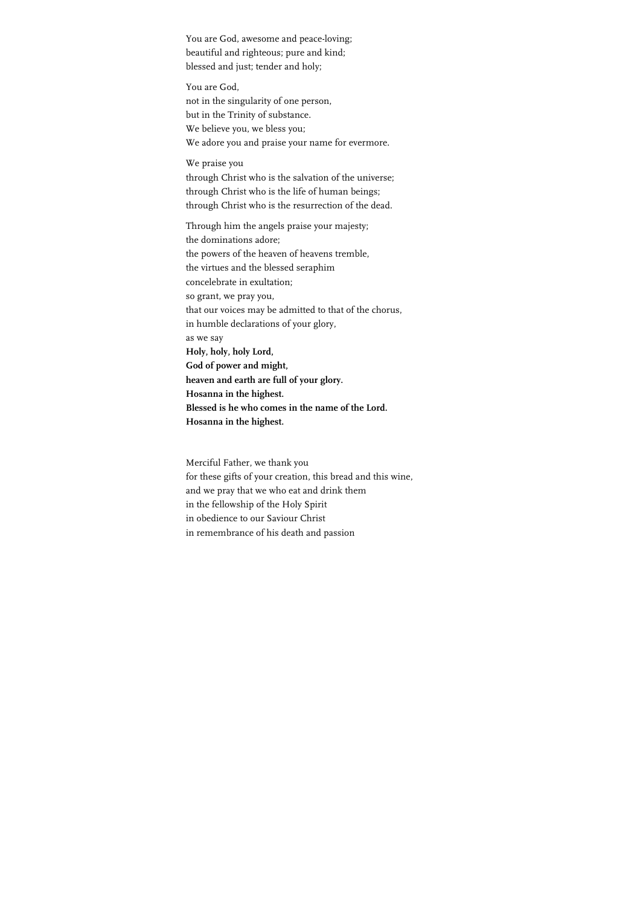You are God, awesome and peace-loving;  
beautiful and righteous; pure and kind;  
blessed and just; tender and holy;

You are God,  
not in the singularity of one person,  
but in the Trinity of substance.  
We believe you, we bless you;  
We adore you and praise your name for evermore.

We praise you  
through Christ who is the salvation of the universe;  
through Christ who is the life of human beings;  
through Christ who is the resurrection of the dead.

Through him the angels praise your majesty;  
the dominations adore;  
the powers of the heaven of heavens tremble,  
the virtues and the blessed seraphim  
concelebrate in exultation;  
so grant, we pray you,  
that our voices may be admitted to that of the chorus,  
in humble declarations of your glory,  
as we say  
**Holy, holy, holy Lord,**  
**God of power and might,**  
**heaven and earth are full of your glory.**  
**Hosanna in the highest.**  
**Blessed is he who comes in the name of the Lord.**  
**Hosanna in the highest.**

Merciful Father, we thank you  
for these gifts of your creation, this bread and this wine,  
and we pray that we who eat and drink them  
in the fellowship of the Holy Spirit  
in obedience to our Saviour Christ  
in remembrance of his death and passion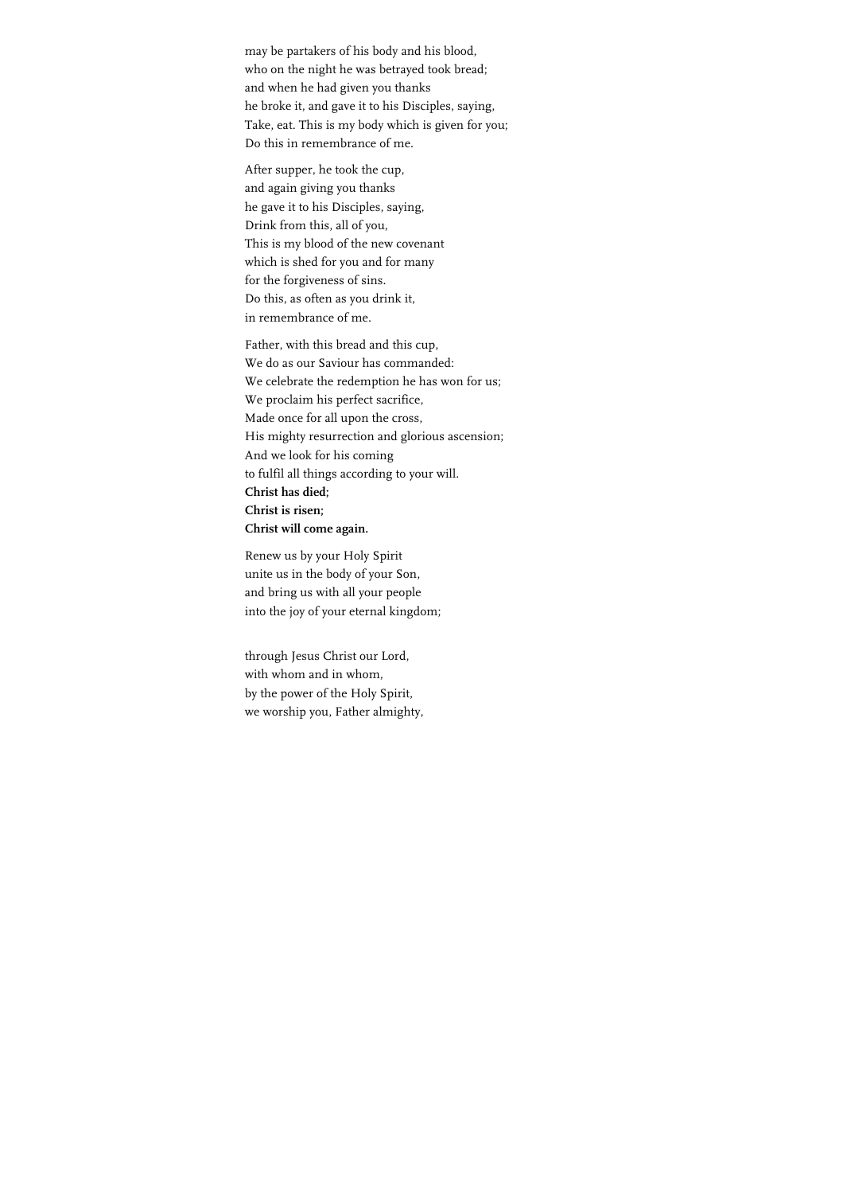may be partakers of his body and his blood,
who on the night he was betrayed took bread;
and when he had given you thanks
he broke it, and gave it to his Disciples, saying,
Take, eat. This is my body which is given for you;
Do this in remembrance of me.

After supper, he took the cup,
and again giving you thanks
he gave it to his Disciples, saying,
Drink from this, all of you,
This is my blood of the new covenant
which is shed for you and for many
for the forgiveness of sins.
Do this, as often as you drink it,
in remembrance of me.

Father, with this bread and this cup,
We do as our Saviour has commanded:
We celebrate the redemption he has won for us;
We proclaim his perfect sacrifice,
Made once for all upon the cross,
His mighty resurrection and glorious ascension;
And we look for his coming
to fulfil all things according to your will.
**Christ has died;**
**Christ is risen;**
**Christ will come again.**

Renew us by your Holy Spirit
unite us in the body of your Son,
and bring us with all your people
into the joy of your eternal kingdom;

through Jesus Christ our Lord,
with whom and in whom,
by the power of the Holy Spirit,
we worship you, Father almighty,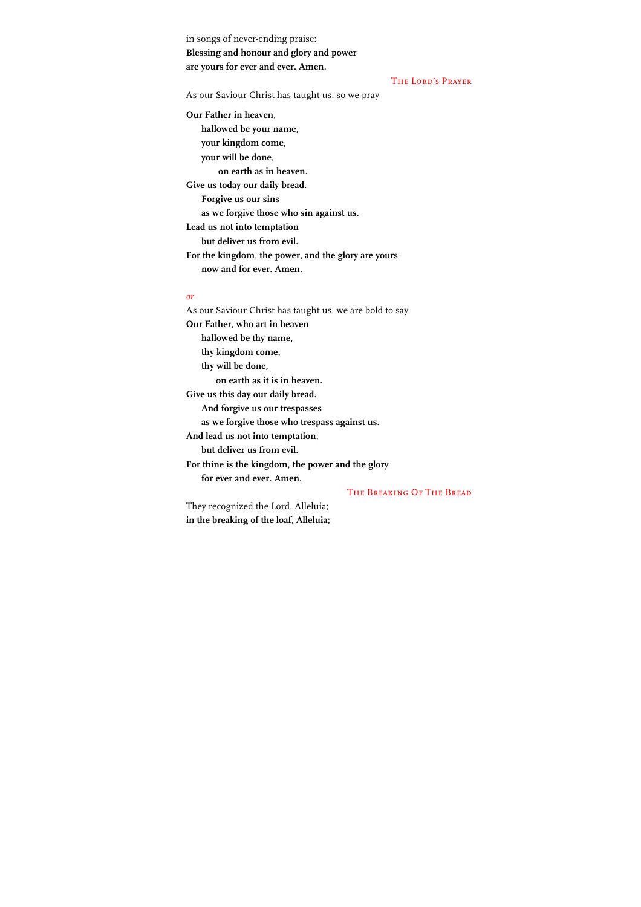in songs of never-ending praise:
**Blessing and honour and glory and power**
**are yours for ever and ever. Amen.**

## The Lord's Prayer

As our Saviour Christ has taught us, so we pray

**Our Father in heaven,**
**hallowed be your name,**
**your kingdom come,**
**your will be done,**
**on earth as in heaven.**
**Give us today our daily bread.**
**Forgive us our sins**
**as we forgive those who sin against us.**
**Lead us not into temptation**
**but deliver us from evil.**
**For the kingdom, the power, and the glory are yours**
**now and for ever. Amen.**

*or*

As our Saviour Christ has taught us, we are bold to say
**Our Father, who art in heaven**
**hallowed be thy name,**
**thy kingdom come,**
**thy will be done,**
**on earth as it is in heaven.**
**Give us this day our daily bread.**
**And forgive us our trespasses**
**as we forgive those who trespass against us.**
**And lead us not into temptation,**
**but deliver us from evil.**
**For thine is the kingdom, the power and the glory**
**for ever and ever. Amen.**

## The Breaking Of The Bread

They recognized the Lord, Alleluia;
**in the breaking of the loaf, Alleluia;**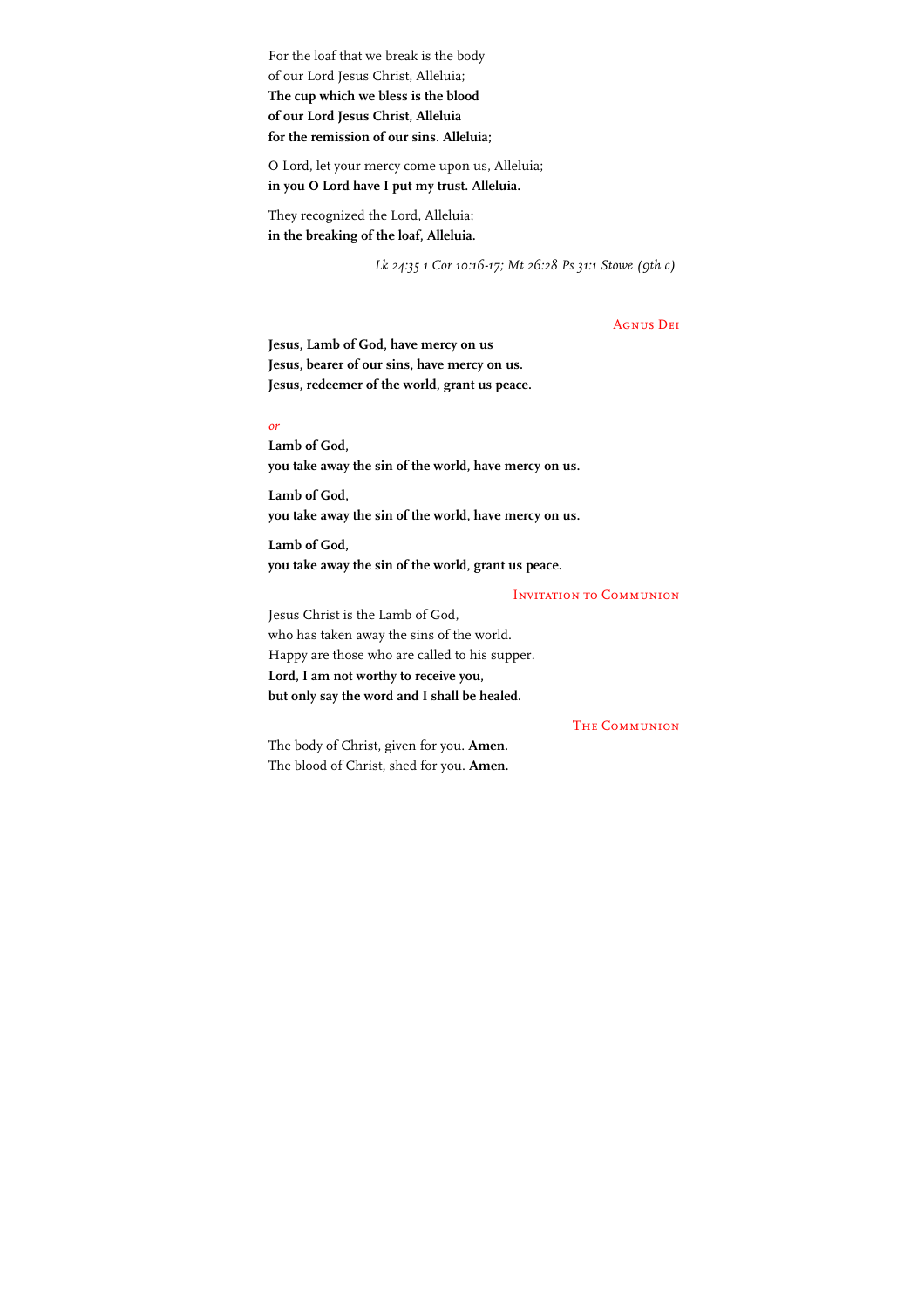For the loaf that we break is the body
of our Lord Jesus Christ, Alleluia;
**The cup which we bless is the blood**
**of our Lord Jesus Christ, Alleluia**
**for the remission of our sins. Alleluia;**

O Lord, let your mercy come upon us, Alleluia;
**in you O Lord have I put my trust. Alleluia.**

They recognized the Lord, Alleluia;
**in the breaking of the loaf, Alleluia.**

*Lk 24:35 1 Cor 10:16-17; Mt 26:28 Ps 31:1 Stowe (9th c)*

### Agnus Dei

**Jesus, Lamb of God, have mercy on us**
**Jesus, bearer of our sins, have mercy on us.**
**Jesus, redeemer of the world, grant us peace.**

*or*

**Lamb of God,**
**you take away the sin of the world, have mercy on us.**

**Lamb of God,**
**you take away the sin of the world, have mercy on us.**

**Lamb of God,**
**you take away the sin of the world, grant us peace.**

### Invitation to Communion

Jesus Christ is the Lamb of God,
who has taken away the sins of the world.
Happy are those who are called to his supper.
**Lord, I am not worthy to receive you,**
**but only say the word and I shall be healed.**

### The Communion

The body of Christ, given for you. **Amen.**
The blood of Christ, shed for you. **Amen.**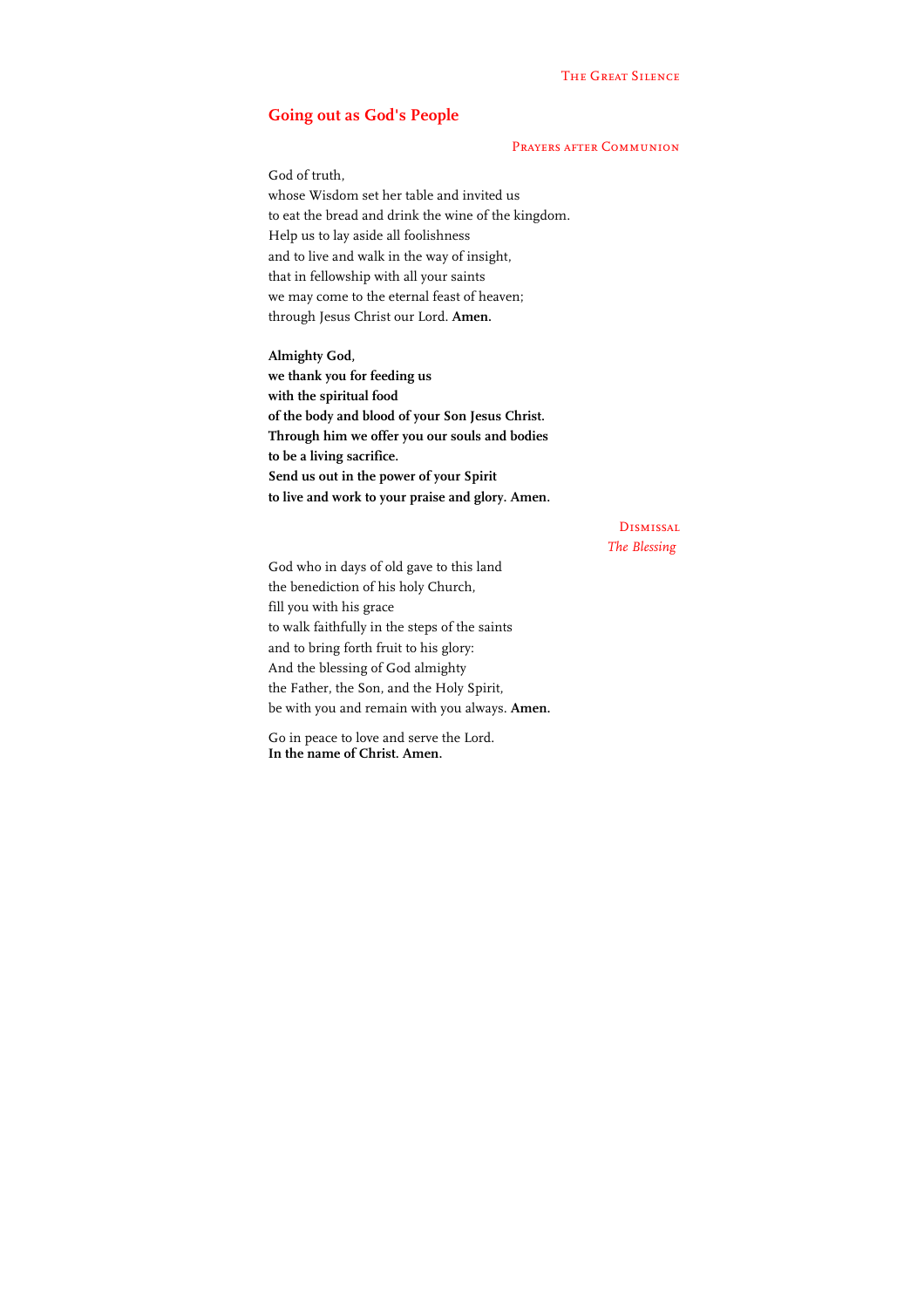## Going out as God's People

### Prayers after Communion

God of truth,
whose Wisdom set her table and invited us
to eat the bread and drink the wine of the kingdom.
Help us to lay aside all foolishness
and to live and walk in the way of insight,
that in fellowship with all your saints
we may come to the eternal feast of heaven;
through Jesus Christ our Lord. **Amen.**

**Almighty God,**
**we thank you for feeding us**
**with the spiritual food**
**of the body and blood of your Son Jesus Christ.**
**Through him we offer you our souls and bodies**
**to be a living sacrifice.**
**Send us out in the power of your Spirit**
**to live and work to your praise and glory. Amen.**

### Dismissal

*The Blessing*

God who in days of old gave to this land
the benediction of his holy Church,
fill you with his grace
to walk faithfully in the steps of the saints
and to bring forth fruit to his glory:
And the blessing of God almighty
the Father, the Son, and the Holy Spirit,
be with you and remain with you always. **Amen.**

Go in peace to love and serve the Lord.
**In the name of Christ. Amen.**